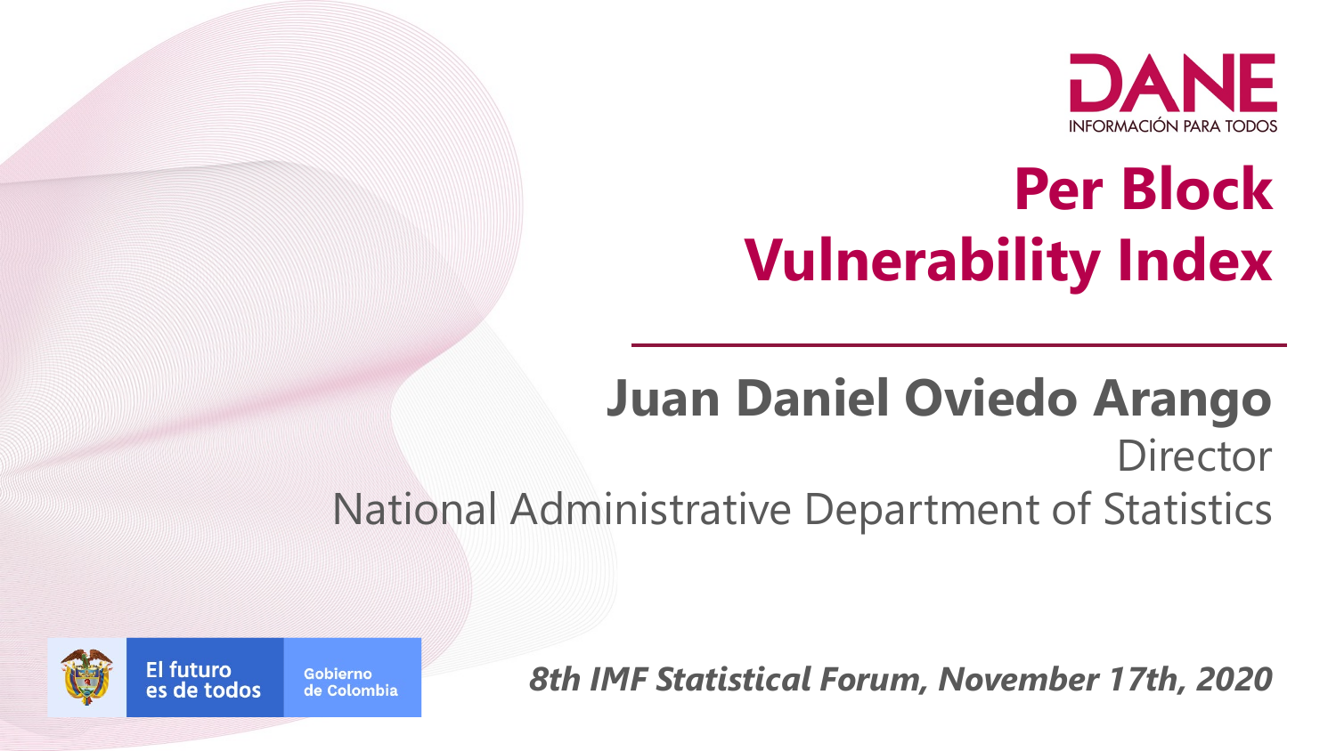DANE

INFORMACIÓN PARA TODOS

# Per Block Vulnerability Index

**Juan Daniel Oviedo Arango**

Director

National Administrative Department of Statistics

El futuro es de todos

Gobierno de Colombia

***8th IMF Statistical Forum, November 17th, 2020***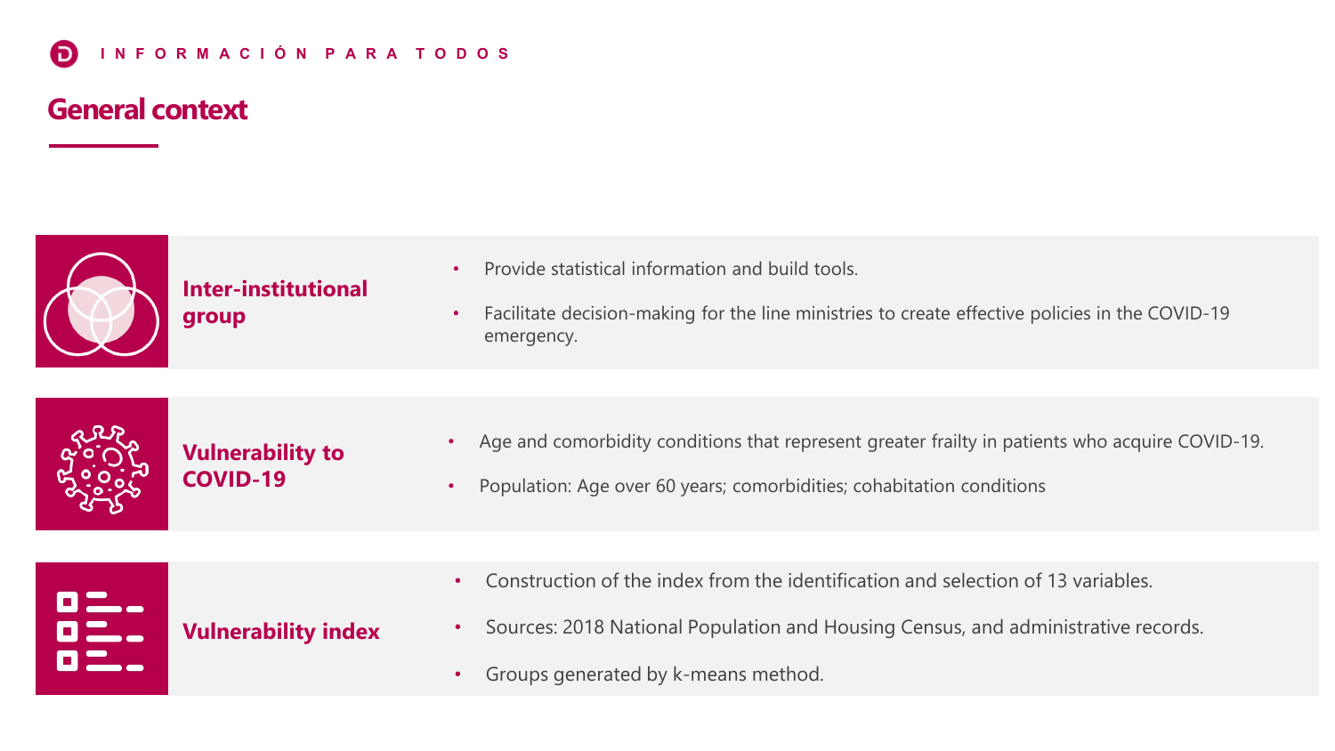## General context

### Inter-institutional group

- Provide statistical information and build tools.
- Facilitate decision-making for the line ministries to create effective policies in the COVID-19 emergency.

### Vulnerability to COVID-19

- Age and comorbidity conditions that represent greater frailty in patients who acquire COVID-19.
- Population: Age over 60 years; comorbidities; cohabitation conditions

### Vulnerability index

- Construction of the index from the identification and selection of 13 variables.
- Sources: 2018 National Population and Housing Census, and administrative records.
- Groups generated by k-means method.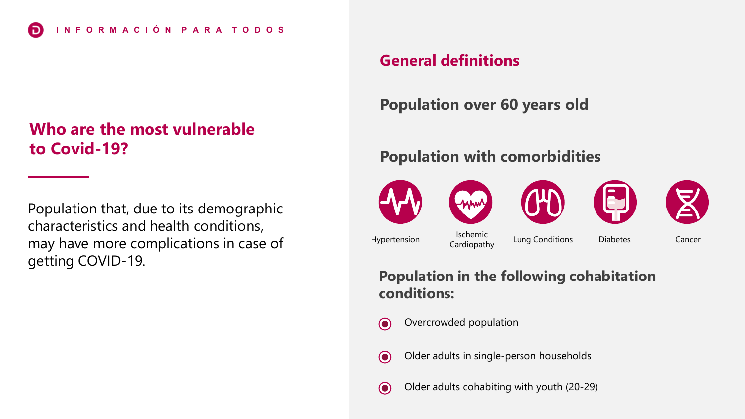## Who are the most vulnerable to Covid-19?

Population that, due to its demographic characteristics and health conditions, may have more complications in case of getting COVID-19.

## General definitions

### Population over 60 years old

### Population with comorbidities

- Hypertension
- Ischemic Cardiopathy
- Lung Conditions
- Diabetes
- Cancer

### Population in the following cohabitation conditions:

- Overcrowded population
- Older adults in single-person households
- Older adults cohabiting with youth (20-29)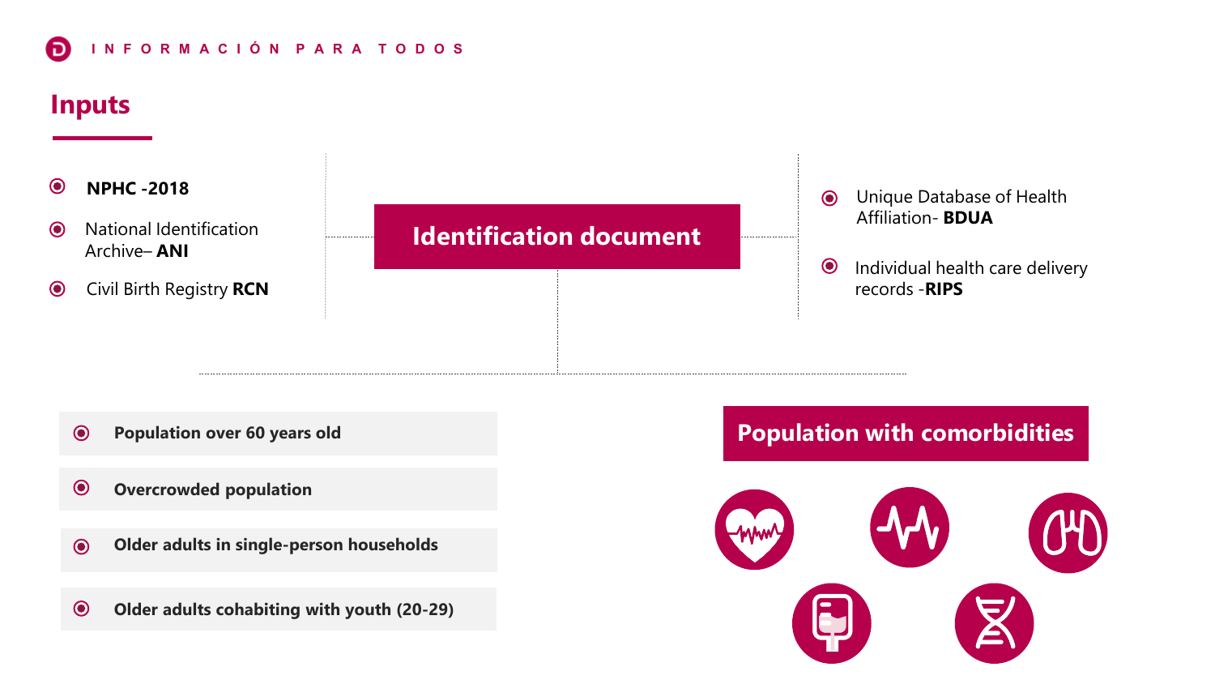# Inputs

- **NPHC -2018**
- National Identification Archive– **ANI**
- Civil Birth Registry **RCN**

**Identification document**

- Unique Database of Health Affiliation- **BDUA**
- Individual health care delivery records -**RIPS**

- **Population over 60 years old**
- **Overcrowded population**
- **Older adults in single-person households**
- **Older adults cohabiting with youth (20-29)**

**Population with comorbidities**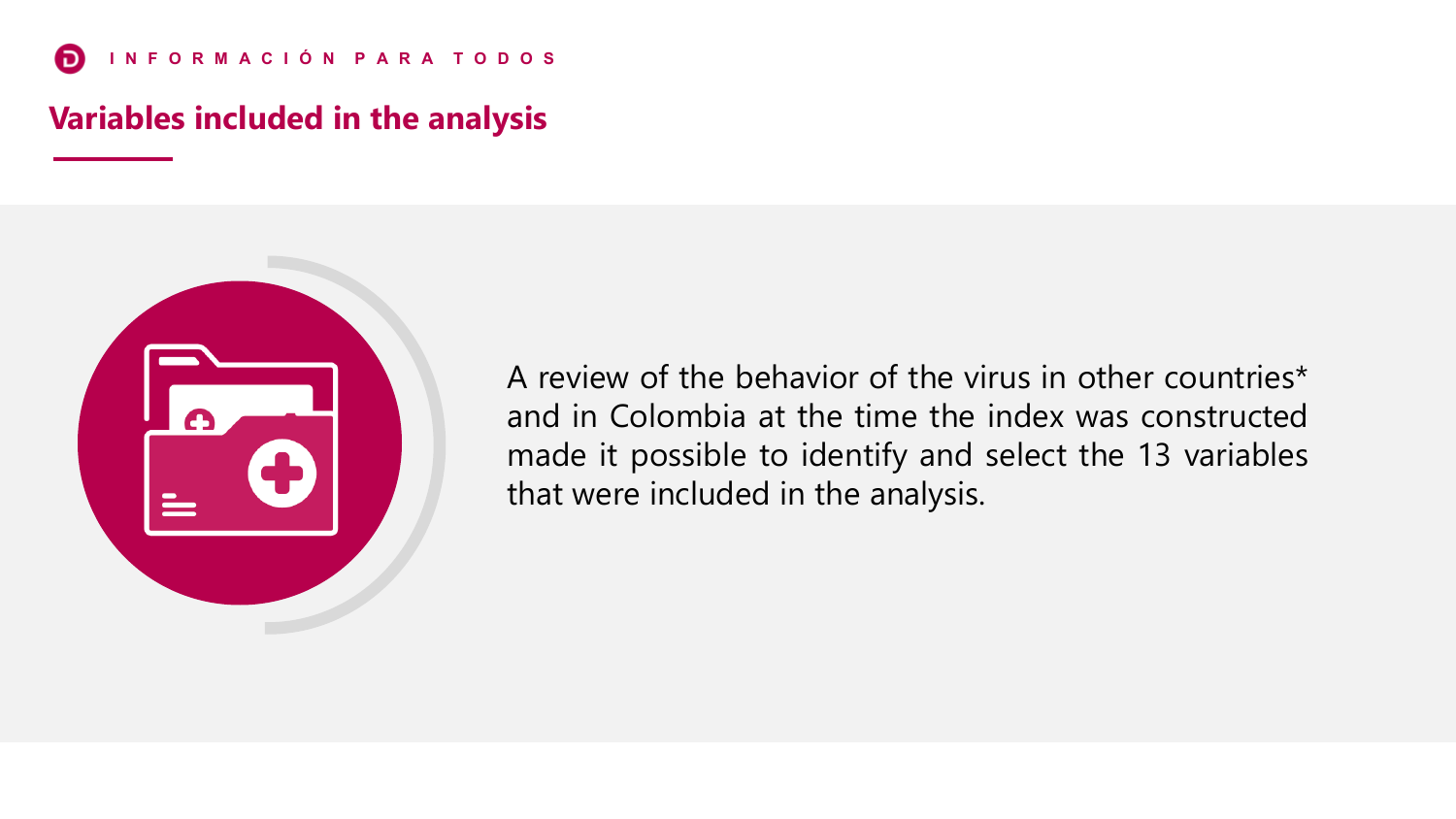## Variables included in the analysis

A review of the behavior of the virus in other countries* and in Colombia at the time the index was constructed made it possible to identify and select the 13 variables that were included in the analysis.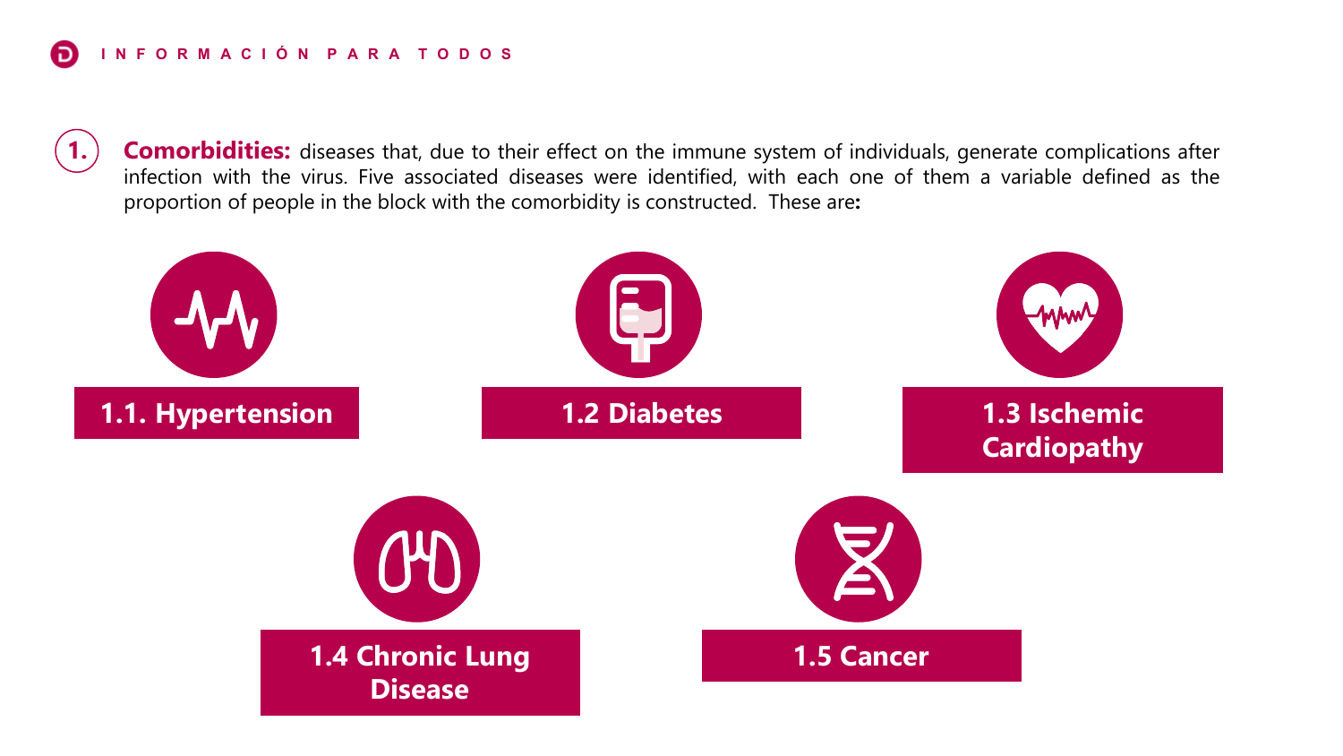**1. Comorbidities:** diseases that, due to their effect on the immune system of individuals, generate complications after infection with the virus. Five associated diseases were identified, with each one of them a variable defined as the proportion of people in the block with the comorbidity is constructed. These are**:**

- **1.1. Hypertension**
- **1.2 Diabetes**
- **1.3 Ischemic Cardiopathy**
- **1.4 Chronic Lung Disease**
- **1.5 Cancer**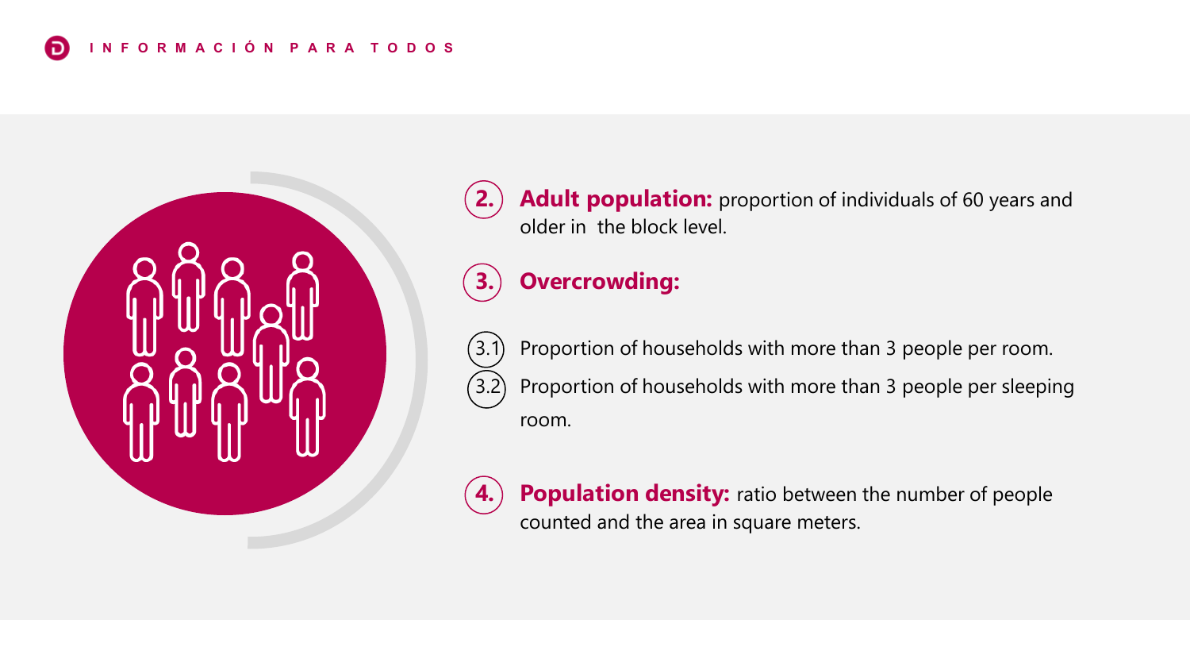**2. Adult population:** proportion of individuals of 60 years and older in the block level.

**3. Overcrowding:**

3.1 Proportion of households with more than 3 people per room.

3.2 Proportion of households with more than 3 people per sleeping room.

**4. Population density:** ratio between the number of people counted and the area in square meters.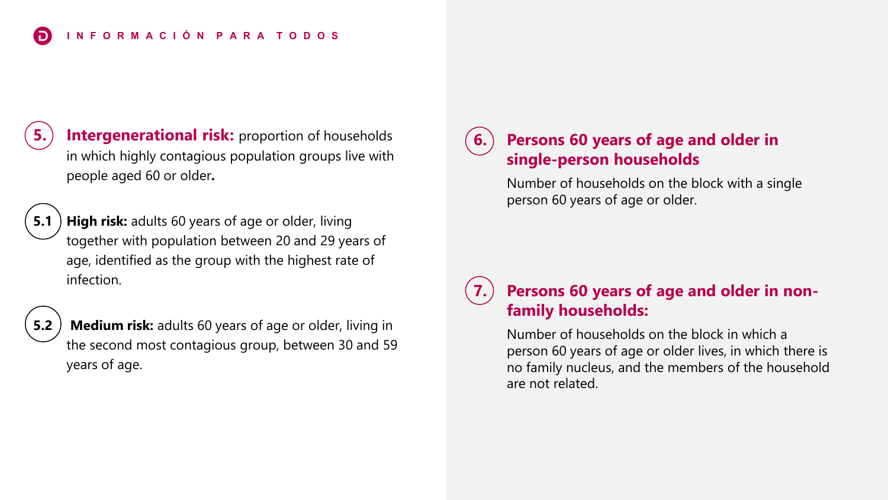**5. Intergenerational risk:** proportion of households in which highly contagious population groups live with people aged 60 or older**.**

**5.1 High risk:** adults 60 years of age or older, living together with population between 20 and 29 years of age, identified as the group with the highest rate of infection.

**5.2 Medium risk:** adults 60 years of age or older, living in the second most contagious group, between 30 and 59 years of age.

## 6. Persons 60 years of age and older in single-person households

Number of households on the block with a single person 60 years of age or older.

## 7. Persons 60 years of age and older in non-family households:

Number of households on the block in which a person 60 years of age or older lives, in which there is no family nucleus, and the members of the household are not related.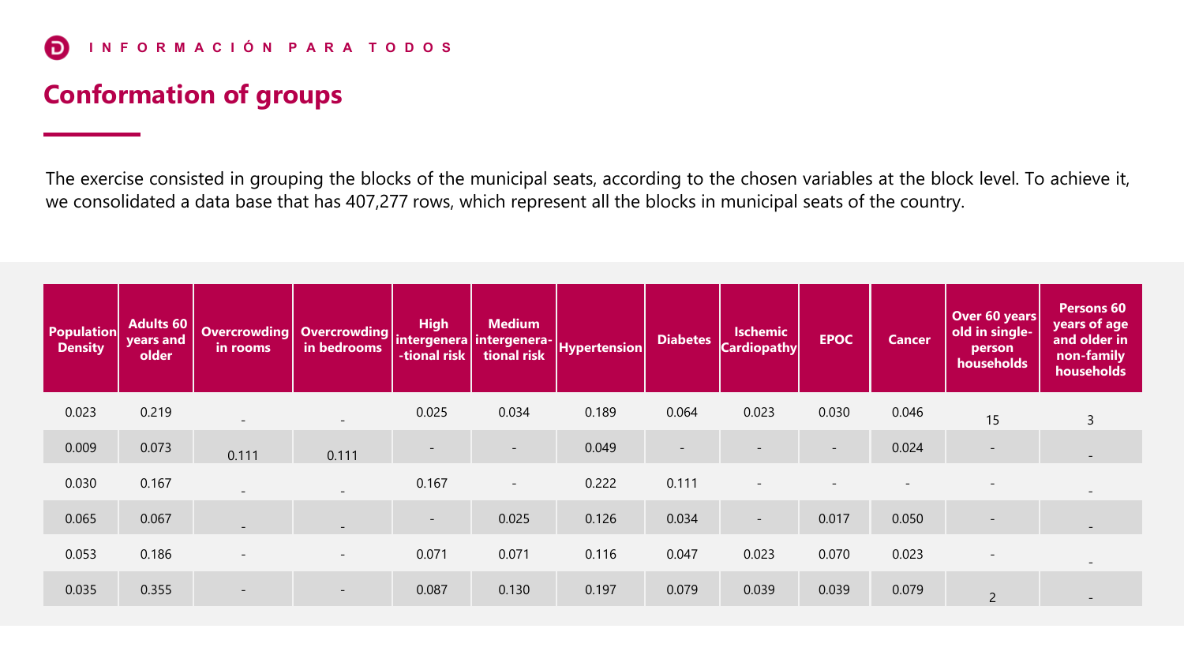## Conformation of groups

The exercise consisted in grouping the blocks of the municipal seats, according to the chosen variables at the block level. To achieve it, we consolidated a data base that has 407,277 rows, which represent all the blocks in municipal seats of the country.

| Population Density | Adults 60 years and older | Overcrowding in rooms | Overcrowding in bedrooms | High intergenera-tional risk | Medium intergenera-tional risk | Hypertension | Diabetes | Ischemic Cardiopathy | EPOC | Cancer | Over 60 years old in single-person households | Persons 60 years of age and older in non-family households |
|---|---|---|---|---|---|---|---|---|---|---|---|---|
| 0.023 | 0.219 | - | - | 0.025 | 0.034 | 0.189 | 0.064 | 0.023 | 0.030 | 0.046 | 15 | 3 |
| 0.009 | 0.073 | 0.111 | 0.111 | - | - | 0.049 | - | - | - | 0.024 | - | - |
| 0.030 | 0.167 | - | - | 0.167 | - | 0.222 | 0.111 | - | - | - | - | - |
| 0.065 | 0.067 | - | - | - | 0.025 | 0.126 | 0.034 | - | 0.017 | 0.050 | - | - |
| 0.053 | 0.186 | - | - | 0.071 | 0.071 | 0.116 | 0.047 | 0.023 | 0.070 | 0.023 | - | - |
| 0.035 | 0.355 | - | - | 0.087 | 0.130 | 0.197 | 0.079 | 0.039 | 0.039 | 0.079 | 2 | - |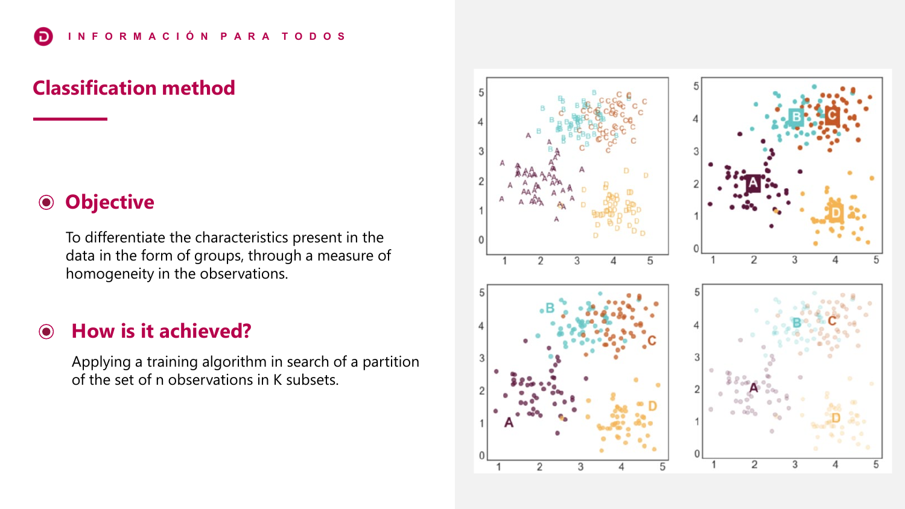# Classification method

## Objective

To differentiate the characteristics present in the data in the form of groups, through a measure of homogeneity in the observations.

## How is it achieved?

Applying a training algorithm in search of a partition of the set of n observations in K subsets.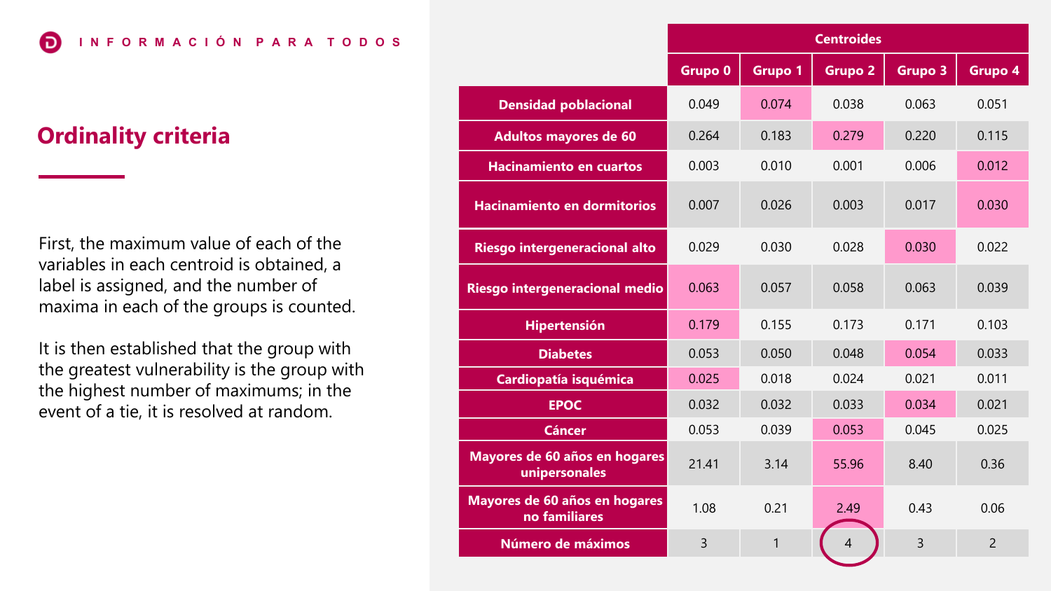## Ordinality criteria

First, the maximum value of each of the variables in each centroid is obtained, a label is assigned, and the number of maxima in each of the groups is counted.

It is then established that the group with the greatest vulnerability is the group with the highest number of maximums; in the event of a tie, it is resolved at random.

| | Centroides | | | | |
|---|---|---|---|---|---|
| | Grupo 0 | Grupo 1 | Grupo 2 | Grupo 3 | Grupo 4 |
| Densidad poblacional | 0.049 | 0.074 | 0.038 | 0.063 | 0.051 |
| Adultos mayores de 60 | 0.264 | 0.183 | 0.279 | 0.220 | 0.115 |
| Hacinamiento en cuartos | 0.003 | 0.010 | 0.001 | 0.006 | 0.012 |
| Hacinamiento en dormitorios | 0.007 | 0.026 | 0.003 | 0.017 | 0.030 |
| Riesgo intergeneracional alto | 0.029 | 0.030 | 0.028 | 0.030 | 0.022 |
| Riesgo intergeneracional medio | 0.063 | 0.057 | 0.058 | 0.063 | 0.039 |
| Hipertensión | 0.179 | 0.155 | 0.173 | 0.171 | 0.103 |
| Diabetes | 0.053 | 0.050 | 0.048 | 0.054 | 0.033 |
| Cardiopatía isquémica | 0.025 | 0.018 | 0.024 | 0.021 | 0.011 |
| EPOC | 0.032 | 0.032 | 0.033 | 0.034 | 0.021 |
| Cáncer | 0.053 | 0.039 | 0.053 | 0.045 | 0.025 |
| Mayores de 60 años en hogares unipersonales | 21.41 | 3.14 | 55.96 | 8.40 | 0.36 |
| Mayores de 60 años en hogares no familiares | 1.08 | 0.21 | 2.49 | 0.43 | 0.06 |
| Número de máximos | 3 | 1 | 4 | 3 | 2 |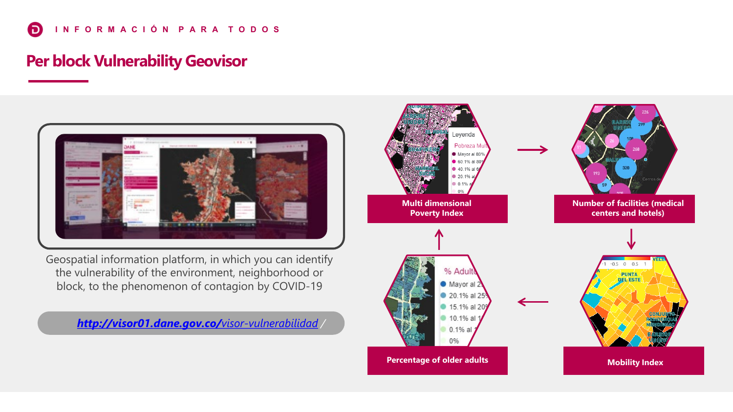INFORMACIÓN PARA TODOS

# Per block Vulnerability Geovisor

Geospatial information platform, in which you can identify the vulnerability of the environment, neighborhood or block, to the phenomenon of contagion by COVID-19

[http://visor01.dane.gov.co/visor-vulnerabilidad/](http://visor01.dane.gov.co/visor-vulnerabilidad/)

**Multi dimensional Poverty Index**

**Number of facilities (medical centers and hotels)**

**Mobility Index**

**Percentage of older adults**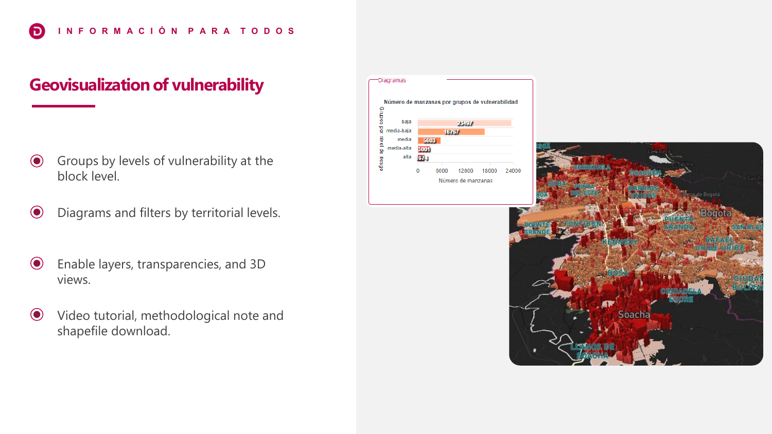INFORMACIÓN PARA TODOS

# Geovisualization of vulnerability

- Groups by levels of vulnerability at the block level.
- Diagrams and filters by territorial levels.
- Enable layers, transparencies, and 3D views.
- Video tutorial, methodological note and shapefile download.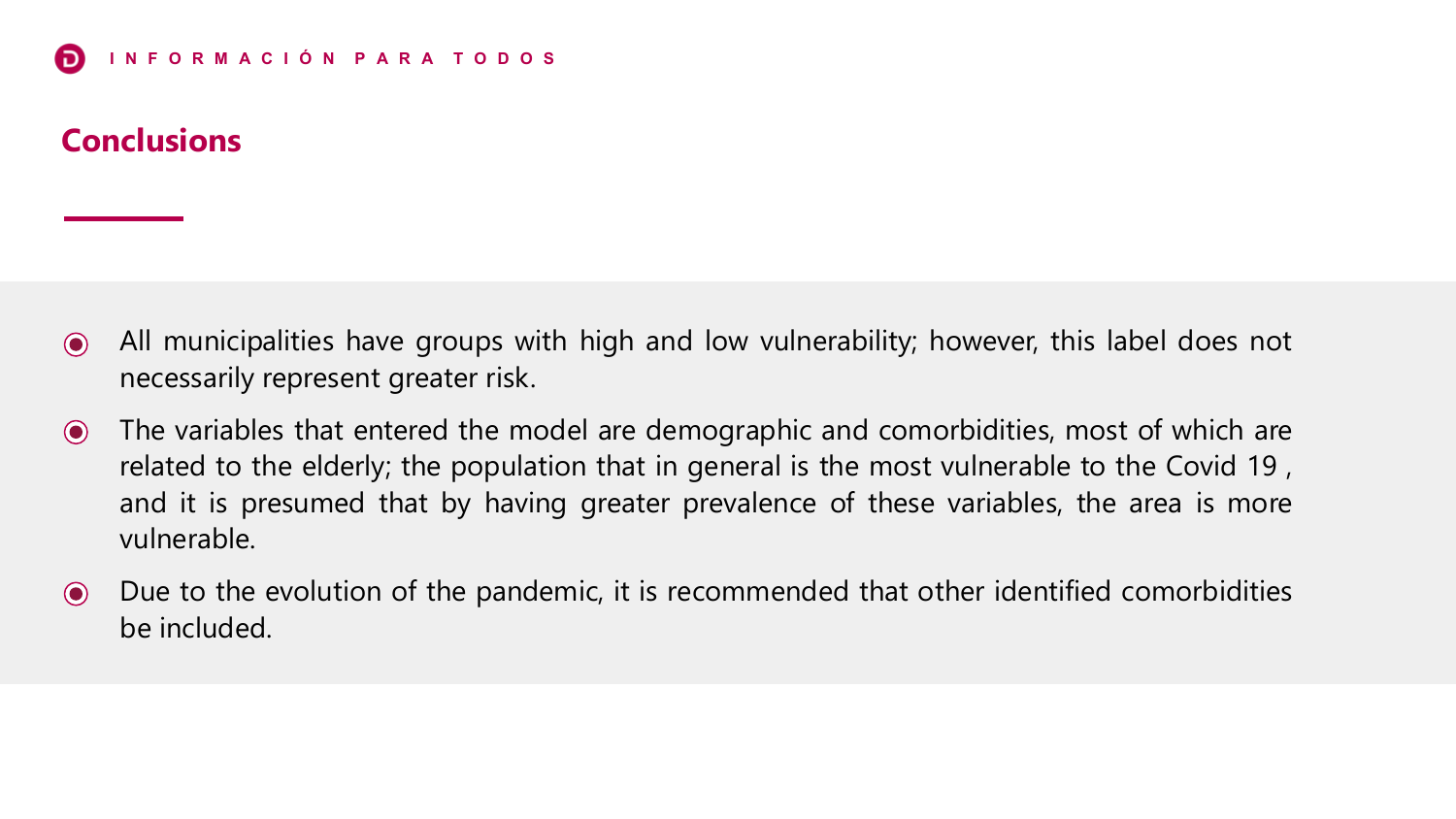# Conclusions

- All municipalities have groups with high and low vulnerability; however, this label does not necessarily represent greater risk.
- The variables that entered the model are demographic and comorbidities, most of which are related to the elderly; the population that in general is the most vulnerable to the Covid 19 , and it is presumed that by having greater prevalence of these variables, the area is more vulnerable.
- Due to the evolution of the pandemic, it is recommended that other identified comorbidities be included.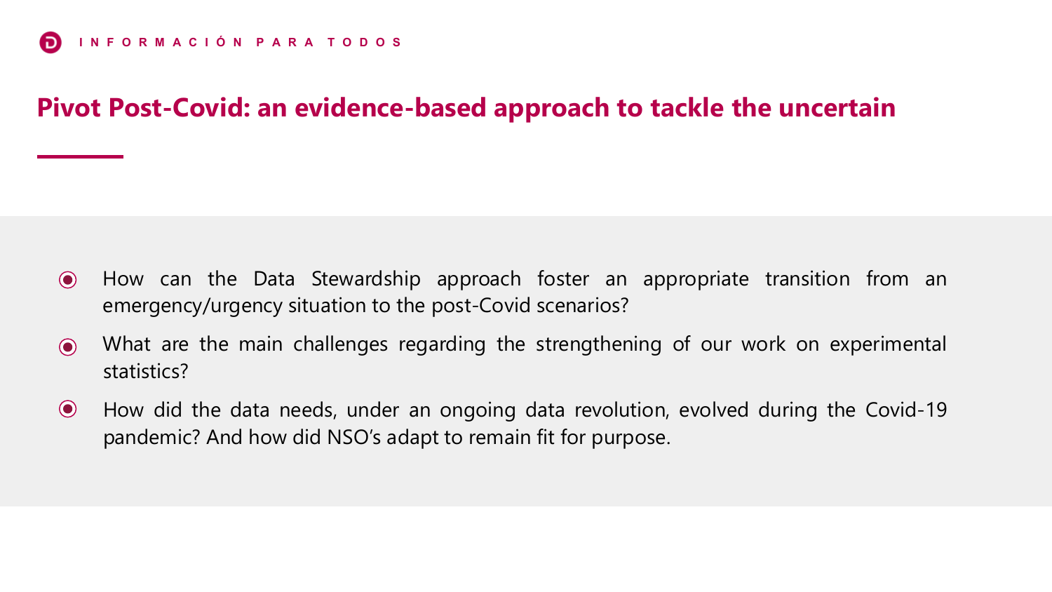## Pivot Post-Covid: an evidence-based approach to tackle the uncertain

- How can the Data Stewardship approach foster an appropriate transition from an emergency/urgency situation to the post-Covid scenarios?
- What are the main challenges regarding the strengthening of our work on experimental statistics?
- How did the data needs, under an ongoing data revolution, evolved during the Covid-19 pandemic? And how did NSO's adapt to remain fit for purpose.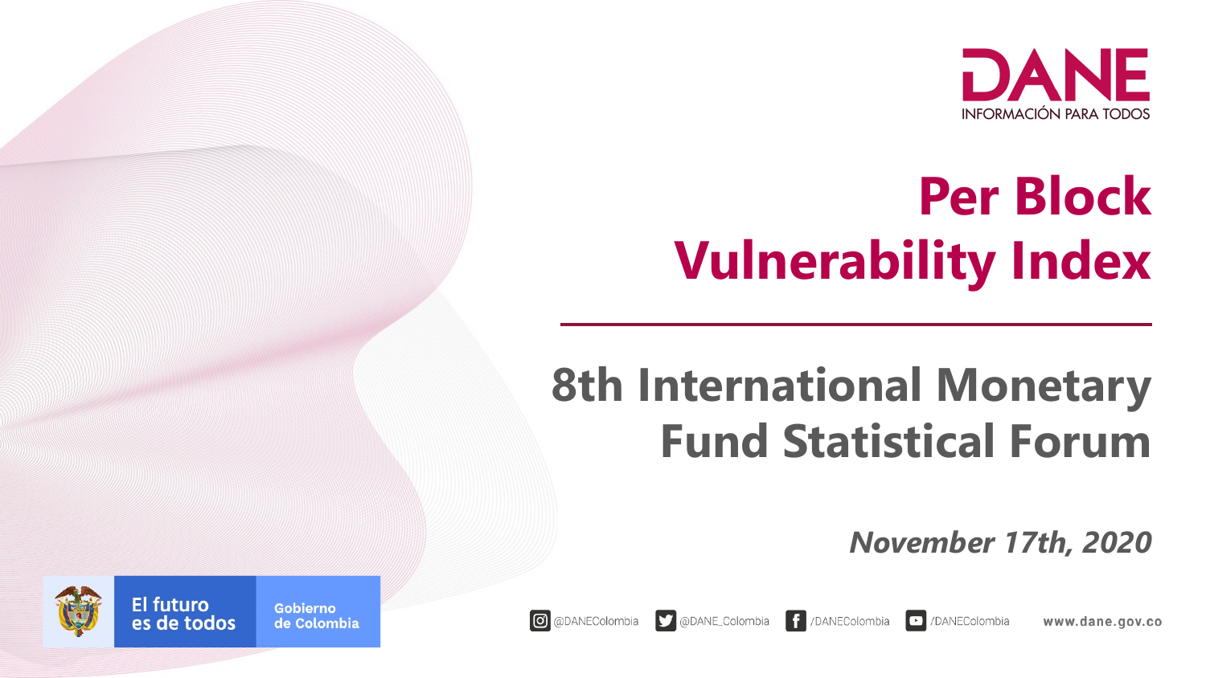DANE

INFORMACIÓN PARA TODOS

# Per Block Vulnerability Index

## 8th International Monetary Fund Statistical Forum

***November 17th, 2020***

El futuro es de todos

Gobierno de Colombia

@DANEColombia @DANE_Colombia /DANEColombia /DANEColombia www.dane.gov.co